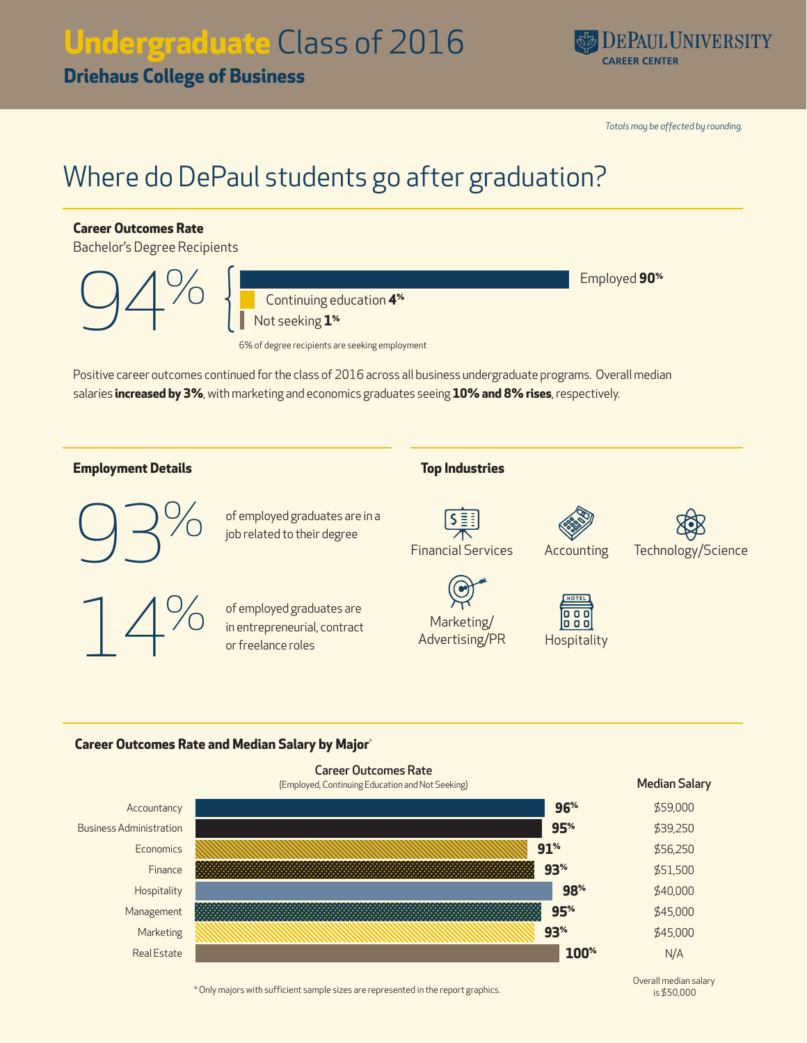# **Undergraduate** Class of 2016

## Driehaus College of Business

DePaul University Career Center

*Totals may be affected by rounding.*

# Where do DePaul students go after graduation?

### Career Outcomes Rate

Bachelor's Degree Recipients

**94%**

- Employed **90%**
- Continuing education **4%**
- Not seeking **1%**

6% of degree recipients are seeking employment

Positive career outcomes continued for the class of 2016 across all business undergraduate programs. Overall median salaries **increased by 3%**, with marketing and economics graduates seeing **10% and 8% rises**, respectively.

### Employment Details

**93%** of employed graduates are in a job related to their degree

**14%** of employed graduates are in entrepreneurial, contract or freelance roles

### Top Industries

- Financial Services
- Accounting
- Technology/Science
- Marketing/Advertising/PR
- Hospitality

### Career Outcomes Rate and Median Salary by Major*

| Major | Career Outcomes Rate (Employed, Continuing Education and Not Seeking) | Median Salary |
|---|---|---|
| Accountancy | 96% | $59,000 |
| Business Administration | 95% | $39,250 |
| Economics | 91% | $56,250 |
| Finance | 93% | $51,500 |
| Hospitality | 98% | $40,000 |
| Management | 95% | $45,000 |
| Marketing | 93% | $45,000 |
| Real Estate | 100% | N/A |

Overall median salary is $50,000

* Only majors with sufficient sample sizes are represented in the report graphics.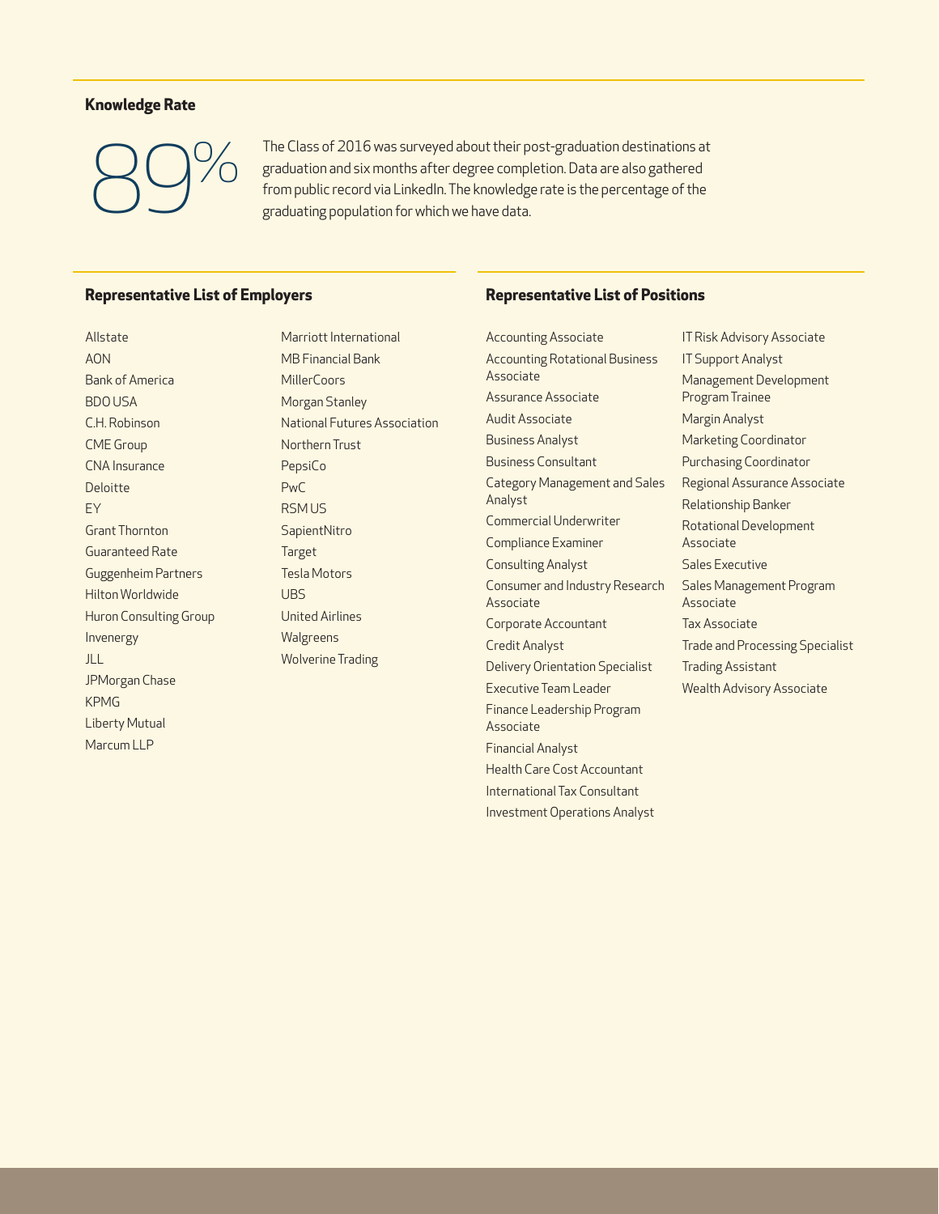## Knowledge Rate

89%

The Class of 2016 was surveyed about their post-graduation destinations at graduation and six months after degree completion. Data are also gathered from public record via LinkedIn. The knowledge rate is the percentage of the graduating population for which we have data.

## Representative List of Employers

- Allstate
- AON
- Bank of America
- BDO USA
- C.H. Robinson
- CME Group
- CNA Insurance
- Deloitte
- EY
- Grant Thornton
- Guaranteed Rate
- Guggenheim Partners
- Hilton Worldwide
- Huron Consulting Group
- Invenergy
- JLL
- JPMorgan Chase
- KPMG
- Liberty Mutual
- Marcum LLP
- Marriott International
- MB Financial Bank
- MillerCoors
- Morgan Stanley
- National Futures Association
- Northern Trust
- PepsiCo
- PwC
- RSM US
- SapientNitro
- Target
- Tesla Motors
- UBS
- United Airlines
- Walgreens
- Wolverine Trading

## Representative List of Positions

- Accounting Associate
- Accounting Rotational Business Associate
- Assurance Associate
- Audit Associate
- Business Analyst
- Business Consultant
- Category Management and Sales Analyst
- Commercial Underwriter
- Compliance Examiner
- Consulting Analyst
- Consumer and Industry Research Associate
- Corporate Accountant
- Credit Analyst
- Delivery Orientation Specialist
- Executive Team Leader
- Finance Leadership Program Associate
- Financial Analyst
- Health Care Cost Accountant
- International Tax Consultant
- Investment Operations Analyst
- IT Risk Advisory Associate
- IT Support Analyst
- Management Development Program Trainee
- Margin Analyst
- Marketing Coordinator
- Purchasing Coordinator
- Regional Assurance Associate
- Relationship Banker
- Rotational Development Associate
- Sales Executive
- Sales Management Program Associate
- Tax Associate
- Trade and Processing Specialist
- Trading Assistant
- Wealth Advisory Associate